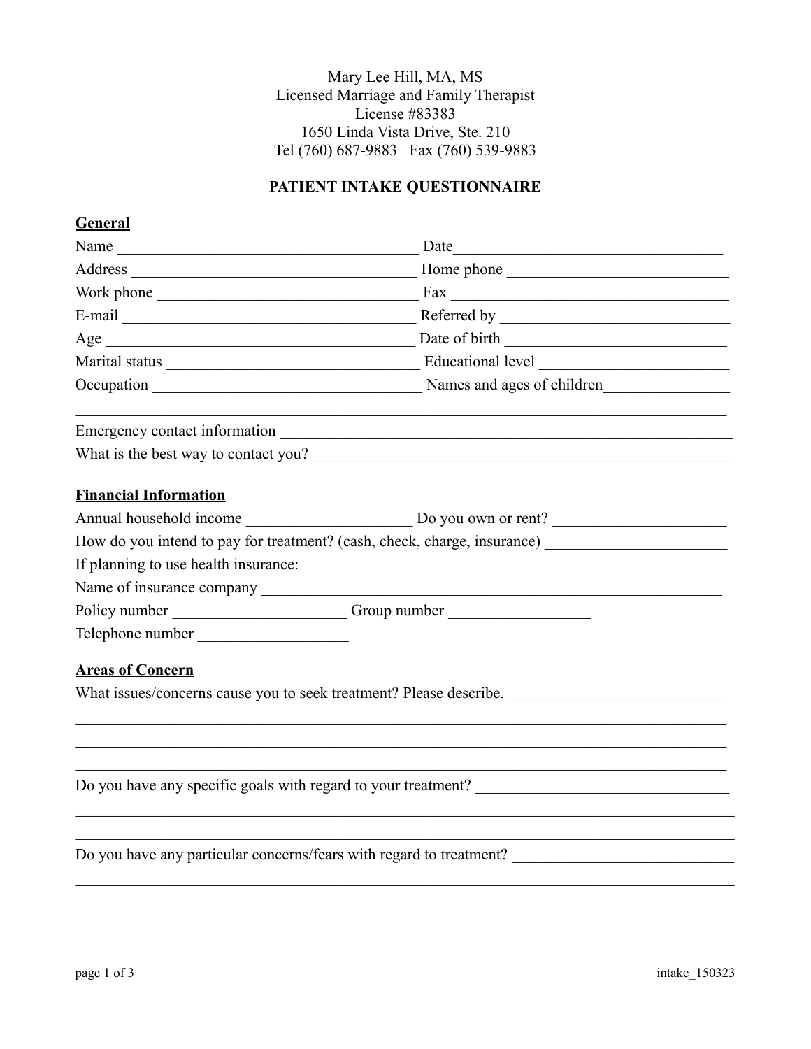Mary Lee Hill, MA, MS
Licensed Marriage and Family Therapist
License #83383
1650 Linda Vista Drive, Ste. 210
Tel (760) 687-9883 Fax (760) 539-9883

# PATIENT INTAKE QUESTIONNAIRE

## General

Name ______________________________________ Date__________________________________

Address ____________________________________ Home phone ____________________________

Work phone ________________________________ Fax ____________________________________

E-mail _____________________________________ Referred by ____________________________

Age _______________________________________ Date of birth ___________________________

Marital status ______________________________ Educational level _______________________

Occupation _________________________________ Names and ages of children________________

___________________________________________________________________________________

Emergency contact information ________________________________________________________

What is the best way to contact you? ___________________________________________________

## Financial Information

Annual household income ____________________ Do you own or rent? _____________________

How do you intend to pay for treatment? (cash, check, charge, insurance) _______________________

If planning to use health insurance:

Name of insurance company ___________________________________________________________

Policy number _____________________ Group number _________________

Telephone number __________________

## Areas of Concern

What issues/concerns cause you to seek treatment? Please describe. ___________________________

___________________________________________________________________________________

___________________________________________________________________________________

___________________________________________________________________________________

Do you have any specific goals with regard to your treatment? _______________________________

___________________________________________________________________________________

___________________________________________________________________________________

Do you have any particular concerns/fears with regard to treatment? ___________________________

___________________________________________________________________________________

intake_150323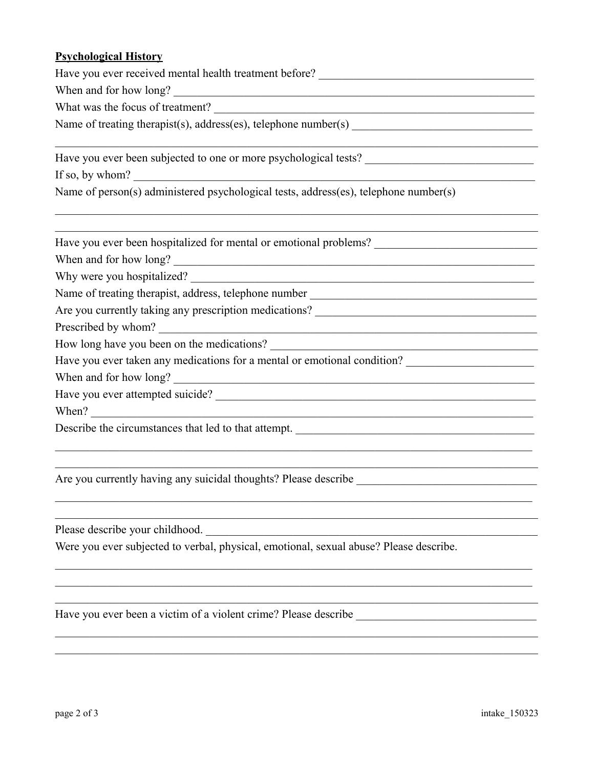**Psychological History**

Have you ever received mental health treatment before? ______________________________________

When and for how long? ______________________________________________________________

What was the focus of treatment? _______________________________________________________

Name of treating therapist(s), address(es), telephone number(s) _______________________________

_____________________________________________________________________________________

Have you ever been subjected to one or more psychological tests? _____________________________

If so, by whom? _____________________________________________________________________

Name of person(s) administered psychological tests, address(es), telephone number(s)

_____________________________________________________________________________________

_____________________________________________________________________________________

Have you ever been hospitalized for mental or emotional problems? ___________________________

When and for how long? ______________________________________________________________

Why were you hospitalized? ___________________________________________________________

Name of treating therapist, address, telephone number _______________________________________

Are you currently taking any prescription medications? ______________________________________

Prescribed by whom? _________________________________________________________________

How long have you been on the medications? ______________________________________________

Have you ever taken any medications for a mental or emotional condition? _____________________

When and for how long? ______________________________________________________________

Have you ever attempted suicide? _______________________________________________________

When? _____________________________________________________________________________

Describe the circumstances that led to that attempt. __________________________________________

_____________________________________________________________________________________

_____________________________________________________________________________________

Are you currently having any suicidal thoughts? Please describe _______________________________

_____________________________________________________________________________________

_____________________________________________________________________________________

Please describe your childhood. _________________________________________________________

Were you ever subjected to verbal, physical, emotional, sexual abuse? Please describe.

_____________________________________________________________________________________

_____________________________________________________________________________________

_____________________________________________________________________________________

Have you ever been a victim of a violent crime? Please describe ________________________________

_____________________________________________________________________________________

_____________________________________________________________________________________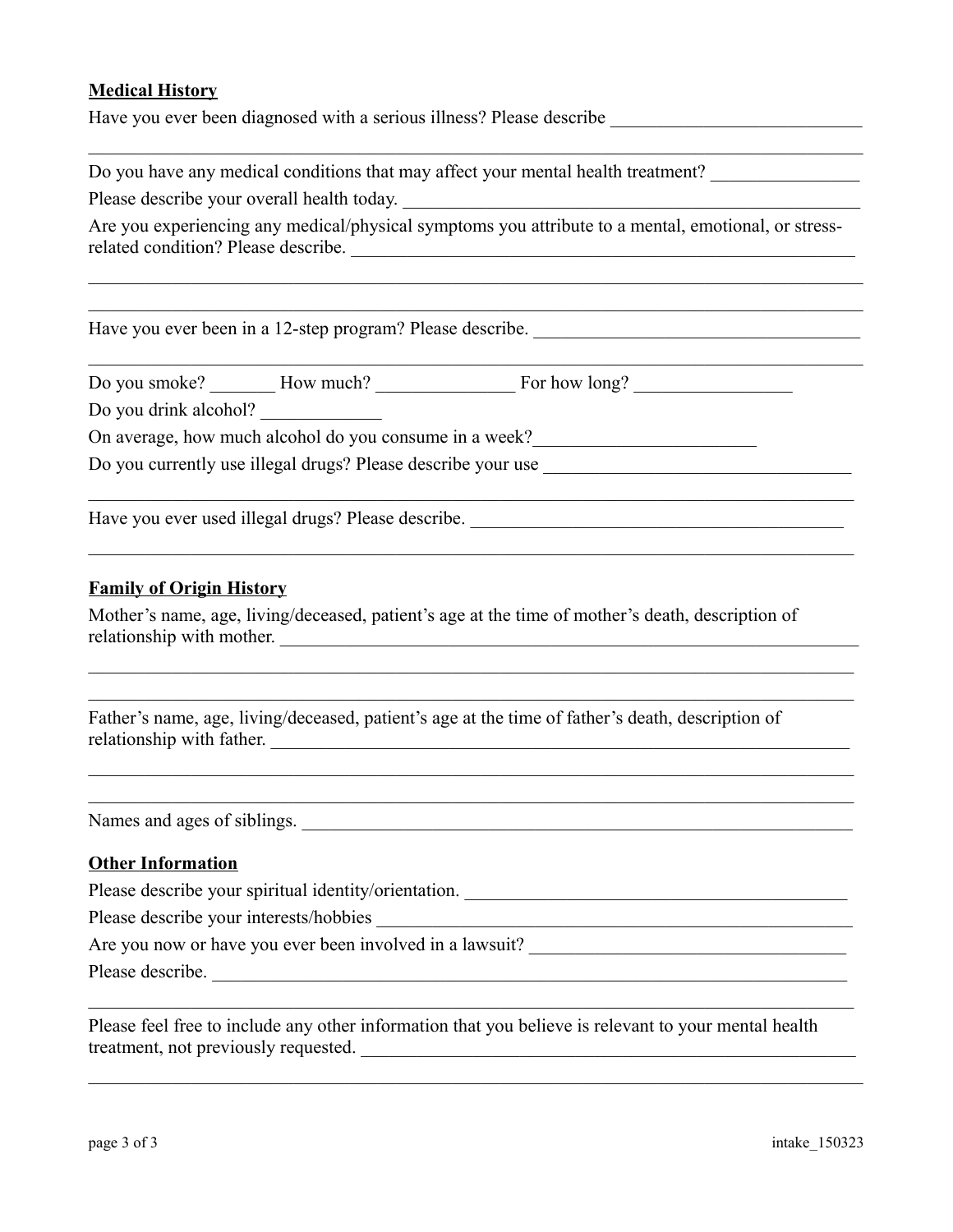**Medical History**

Have you ever been diagnosed with a serious illness? Please describe ___________________________

_____________________________________________________________________________________

Do you have any medical conditions that may affect your mental health treatment? _______________

Please describe your overall health today. _________________________________________________

Are you experiencing any medical/physical symptoms you attribute to a mental, emotional, or stress-related condition? Please describe. ________________________________________________________

_____________________________________________________________________________________

_____________________________________________________________________________________

Have you ever been in a 12-step program? Please describe. ___________________________________

_____________________________________________________________________________________

Do you smoke? _______ How much? _______________ For how long? _________________

Do you drink alcohol? _____________

On average, how much alcohol do you consume in a week?________________________

Do you currently use illegal drugs? Please describe your use _________________________________

_____________________________________________________________________________________

Have you ever used illegal drugs? Please describe. _________________________________________

_____________________________________________________________________________________

**Family of Origin History**

Mother's name, age, living/deceased, patient's age at the time of mother's death, description of relationship with mother. _______________________________________________________________

_____________________________________________________________________________________

_____________________________________________________________________________________

Father's name, age, living/deceased, patient's age at the time of father's death, description of relationship with father. _________________________________________________________________

_____________________________________________________________________________________

_____________________________________________________________________________________

Names and ages of siblings. _____________________________________________________________

**Other Information**

Please describe your spiritual identity/orientation. __________________________________________

Please describe your interests/hobbies ____________________________________________________

Are you now or have you ever been involved in a lawsuit? ___________________________________

Please describe. ________________________________________________________________________

_____________________________________________________________________________________

Please feel free to include any other information that you believe is relevant to your mental health treatment, not previously requested. ____________________________________________________

_____________________________________________________________________________________